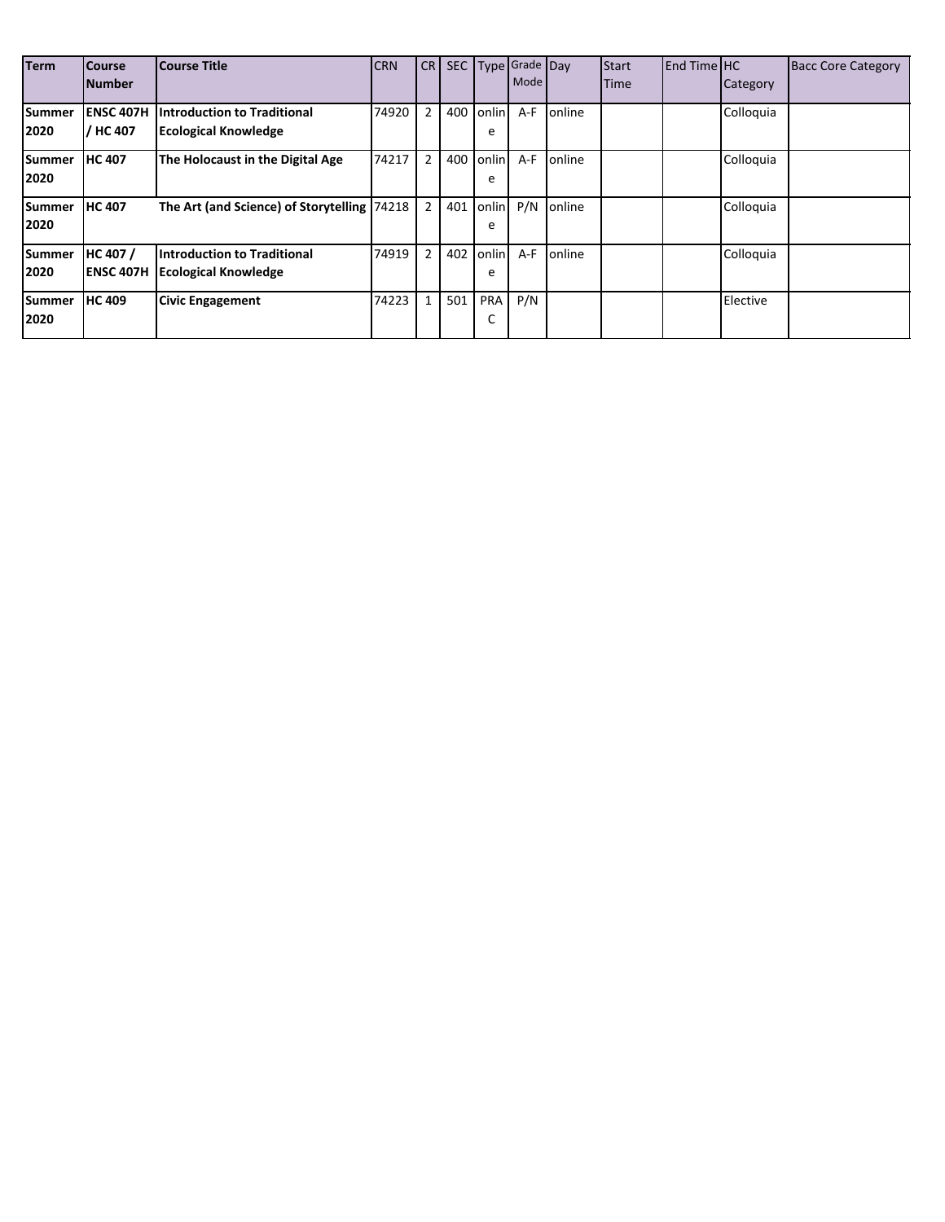| Term | Course Number | Course Title | CRN | CR | SEC | Type | Grade Mode | Day | Start Time | End Time | HC Category | Bacc Core Category |
|---|---|---|---|---|---|---|---|---|---|---|---|---|
| **Summer 2020** | **ENSC 407H / HC 407** | **Introduction to Traditional Ecological Knowledge** | 74920 | 2 | 400 | online | A-F | online | | | Colloquia | |
| **Summer 2020** | **HC 407** | **The Holocaust in the Digital Age** | 74217 | 2 | 400 | online | A-F | online | | | Colloquia | |
| **Summer 2020** | **HC 407** | **The Art (and Science) of Storytelling** | 74218 | 2 | 401 | online | P/N | online | | | Colloquia | |
| **Summer 2020** | **HC 407 / ENSC 407H** | **Introduction to Traditional Ecological Knowledge** | 74919 | 2 | 402 | online | A-F | online | | | Colloquia | |
| **Summer 2020** | **HC 409** | **Civic Engagement** | 74223 | 1 | 501 | PRAC | P/N | | | | Elective | |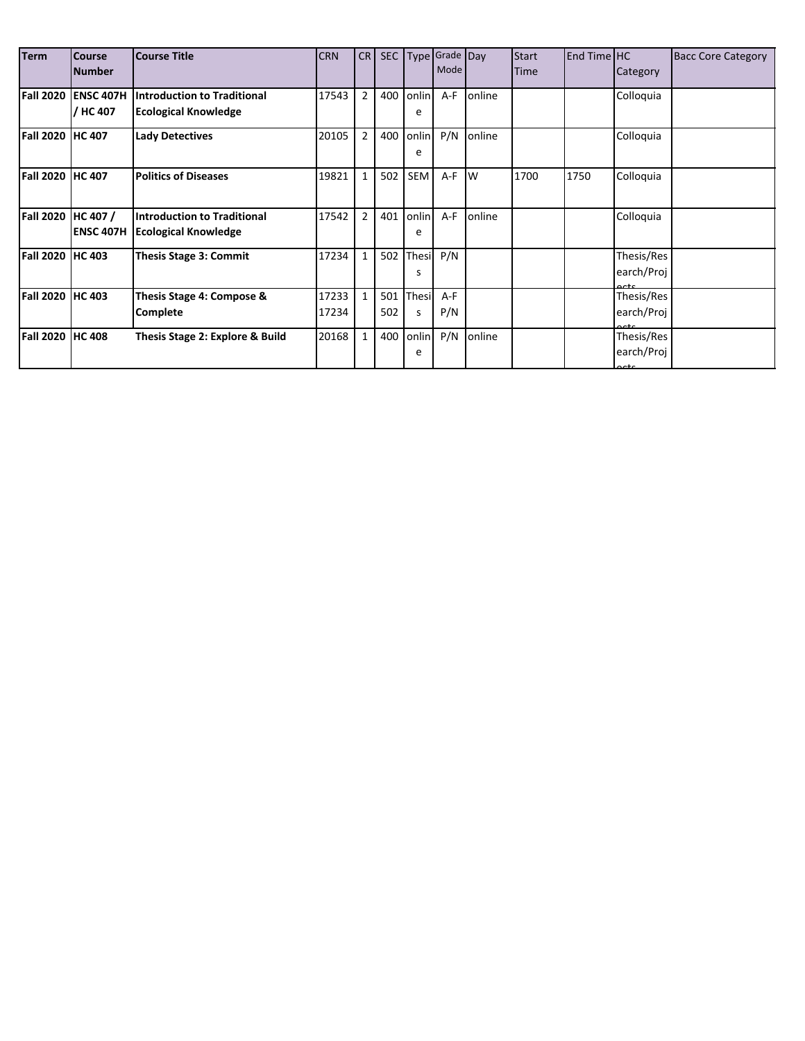| Term | Course Number | Course Title | CRN | CR | SEC | Type | Grade Mode | Day | Start Time | End Time | HC Category | Bacc Core Category |
|---|---|---|---|---|---|---|---|---|---|---|---|---|
| **Fall 2020** | **ENSC 407H / HC 407** | **Introduction to Traditional Ecological Knowledge** | 17543 | 2 | 400 | online | A-F | online | | | Colloquia | |
| **Fall 2020** | **HC 407** | **Lady Detectives** | 20105 | 2 | 400 | online | P/N | online | | | Colloquia | |
| **Fall 2020** | **HC 407** | **Politics of Diseases** | 19821 | 1 | 502 | SEM | A-F | W | 1700 | 1750 | Colloquia | |
| **Fall 2020** | **HC 407 / ENSC 407H** | **Introduction to Traditional Ecological Knowledge** | 17542 | 2 | 401 | online | A-F | online | | | Colloquia | |
| **Fall 2020** | **HC 403** | **Thesis Stage 3: Commit** | 17234 | 1 | 502 | Thesis | P/N | | | | Thesis/Research/Projects | |
| **Fall 2020** | **HC 403** | **Thesis Stage 4: Compose & Complete** | 17233 17234 | 1 | 501 502 | Thesis | A-F P/N | | | | Thesis/Research/Projects | |
| **Fall 2020** | **HC 408** | **Thesis Stage 2: Explore & Build** | 20168 | 1 | 400 | online | P/N | online | | | Thesis/Research/Projects | |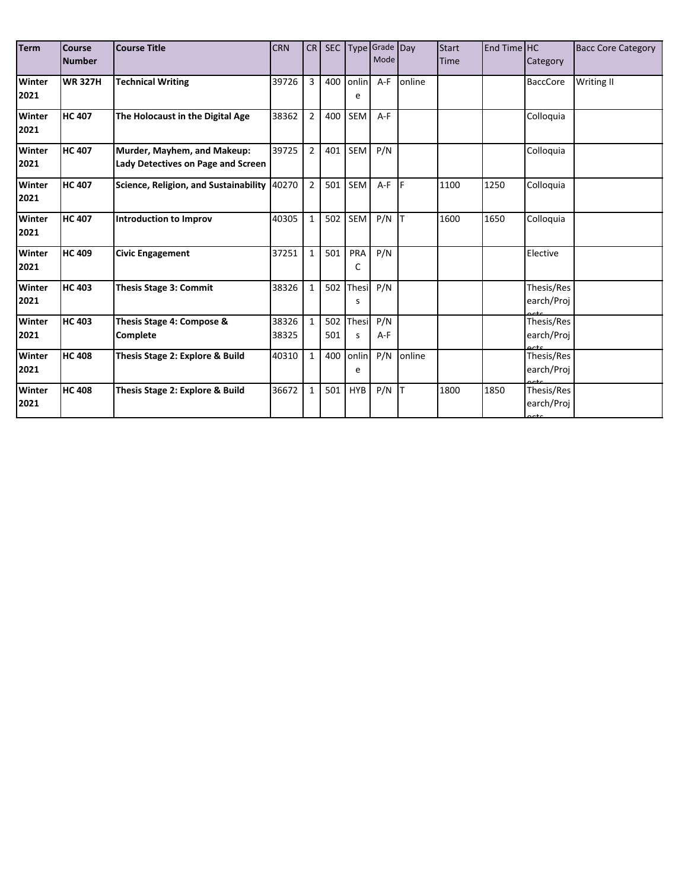| Term | Course Number | Course Title | CRN | CR | SEC | Type | Grade Mode | Day | Start Time | End Time | HC Category | Bacc Core Category |
|---|---|---|---|---|---|---|---|---|---|---|---|---|
| **Winter 2021** | **WR 327H** | **Technical Writing** | 39726 | 3 | 400 | online | A-F | online | | | BaccCore | Writing II |
| **Winter 2021** | **HC 407** | **The Holocaust in the Digital Age** | 38362 | 2 | 400 | SEM | A-F | | | | Colloquia | |
| **Winter 2021** | **HC 407** | **Murder, Mayhem, and Makeup: Lady Detectives on Page and Screen** | 39725 | 2 | 401 | SEM | P/N | | | | Colloquia | |
| **Winter 2021** | **HC 407** | **Science, Religion, and Sustainability** | 40270 | 2 | 501 | SEM | A-F | F | 1100 | 1250 | Colloquia | |
| **Winter 2021** | **HC 407** | **Introduction to Improv** | 40305 | 1 | 502 | SEM | P/N | T | 1600 | 1650 | Colloquia | |
| **Winter 2021** | **HC 409** | **Civic Engagement** | 37251 | 1 | 501 | PRAC | P/N | | | | Elective | |
| **Winter 2021** | **HC 403** | **Thesis Stage 3: Commit** | 38326 | 1 | 502 | Thesis | P/N | | | | Thesis/Research/Projects | |
| **Winter 2021** | **HC 403** | **Thesis Stage 4: Compose & Complete** | 38326 38325 | 1 | 502 501 | Thesis | P/N A-F | | | | Thesis/Research/Projects | |
| **Winter 2021** | **HC 408** | **Thesis Stage 2: Explore & Build** | 40310 | 1 | 400 | online | P/N | online | | | Thesis/Research/Projects | |
| **Winter 2021** | **HC 408** | **Thesis Stage 2: Explore & Build** | 36672 | 1 | 501 | HYB | P/N | T | 1800 | 1850 | Thesis/Research/Projects | |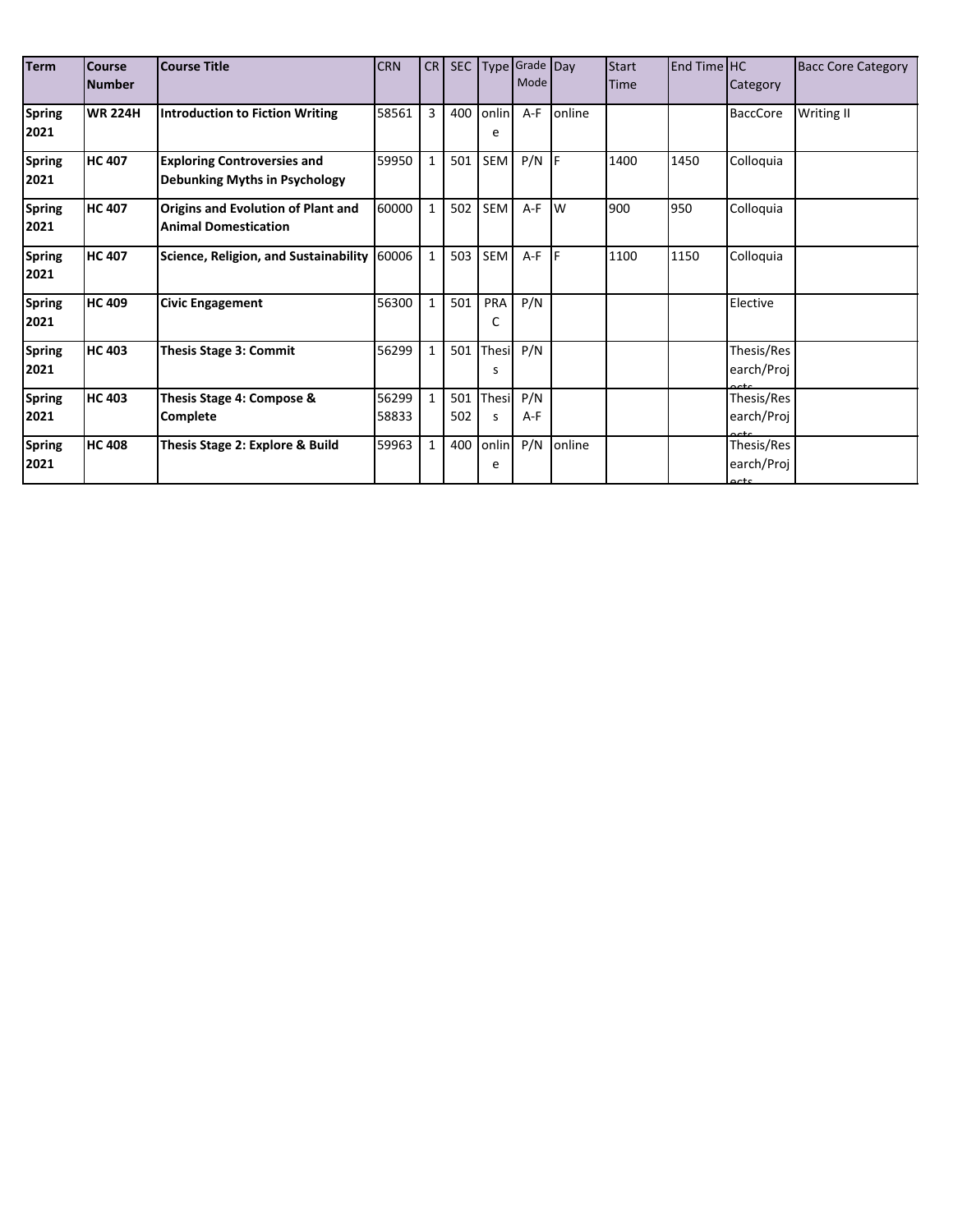| Term | Course Number | Course Title | CRN | CR | SEC | Type | Grade Mode | Day | Start Time | End Time | HC Category | Bacc Core Category |
|---|---|---|---|---|---|---|---|---|---|---|---|---|
| **Spring 2021** | **WR 224H** | **Introduction to Fiction Writing** | 58561 | 3 | 400 | online | A-F | online | | | BaccCore | Writing II |
| **Spring 2021** | **HC 407** | **Exploring Controversies and Debunking Myths in Psychology** | 59950 | 1 | 501 | SEM | P/N | F | 1400 | 1450 | Colloquia | |
| **Spring 2021** | **HC 407** | **Origins and Evolution of Plant and Animal Domestication** | 60000 | 1 | 502 | SEM | A-F | W | 900 | 950 | Colloquia | |
| **Spring 2021** | **HC 407** | **Science, Religion, and Sustainability** | 60006 | 1 | 503 | SEM | A-F | F | 1100 | 1150 | Colloquia | |
| **Spring 2021** | **HC 409** | **Civic Engagement** | 56300 | 1 | 501 | PRAC | P/N | | | | Elective | |
| **Spring 2021** | **HC 403** | **Thesis Stage 3: Commit** | 56299 | 1 | 501 | Thesis | P/N | | | | Thesis/Research/Projects | |
| **Spring 2021** | **HC 403** | **Thesis Stage 4: Compose & Complete** | 56299 58833 | 1 | 501 502 | Thesis | P/N A-F | | | | Thesis/Research/Projects | |
| **Spring 2021** | **HC 408** | **Thesis Stage 2: Explore & Build** | 59963 | 1 | 400 | online | P/N | online | | | Thesis/Research/Projects | |